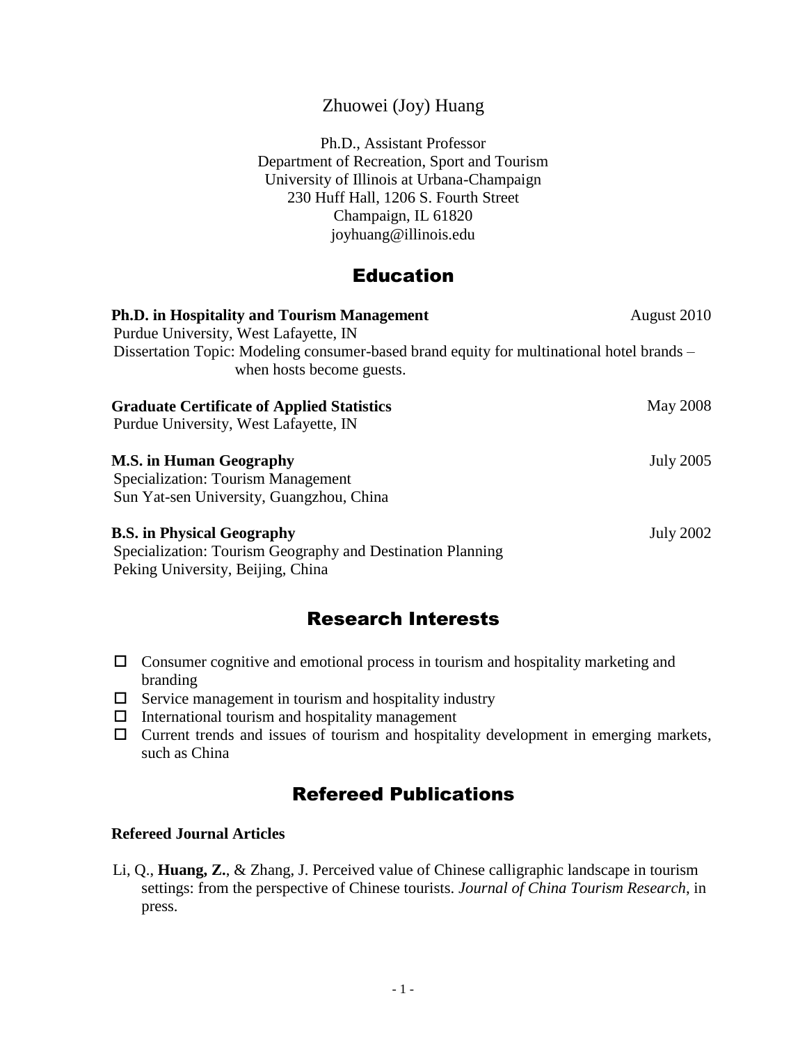# Zhuowei (Joy) Huang

Ph.D., Assistant Professor
Department of Recreation, Sport and Tourism
University of Illinois at Urbana-Champaign
230 Huff Hall, 1206 S. Fourth Street
Champaign, IL 61820
joyhuang@illinois.edu

## Education

**Ph.D. in Hospitality and Tourism Management** August 2010
Purdue University, West Lafayette, IN
Dissertation Topic: Modeling consumer-based brand equity for multinational hotel brands – when hosts become guests.

**Graduate Certificate of Applied Statistics** May 2008
Purdue University, West Lafayette, IN

**M.S. in Human Geography** July 2005
Specialization: Tourism Management
Sun Yat-sen University, Guangzhou, China

**B.S. in Physical Geography** July 2002
Specialization: Tourism Geography and Destination Planning
Peking University, Beijing, China

## Research Interests

- Consumer cognitive and emotional process in tourism and hospitality marketing and branding
- Service management in tourism and hospitality industry
- International tourism and hospitality management
- Current trends and issues of tourism and hospitality development in emerging markets, such as China

## Refereed Publications

### Refereed Journal Articles

Li, Q., **Huang, Z.**, & Zhang, J. Perceived value of Chinese calligraphic landscape in tourism settings: from the perspective of Chinese tourists. *Journal of China Tourism Research*, in press.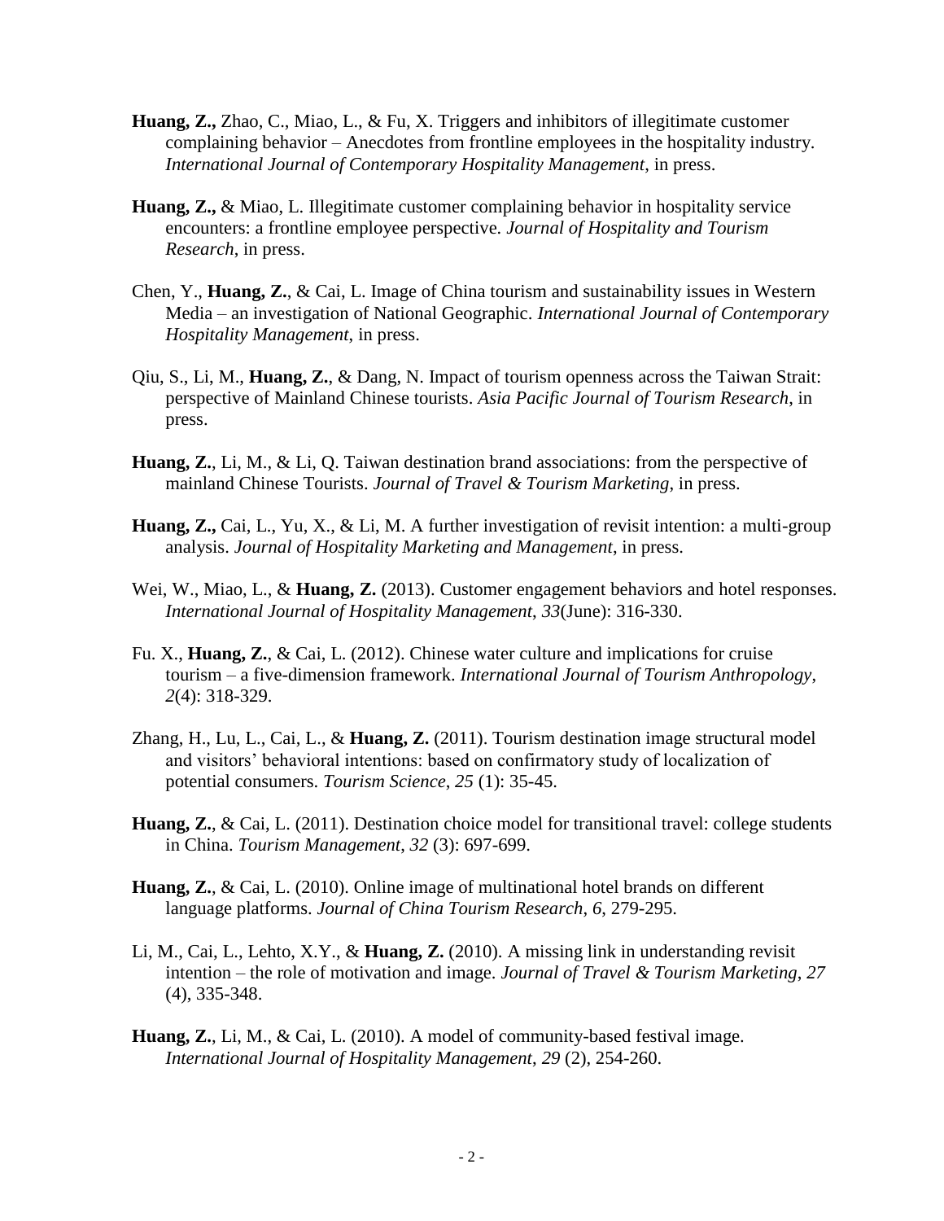**Huang, Z.,** Zhao, C., Miao, L., & Fu, X. Triggers and inhibitors of illegitimate customer complaining behavior – Anecdotes from frontline employees in the hospitality industry. *International Journal of Contemporary Hospitality Management*, in press.

**Huang, Z.,** & Miao, L. Illegitimate customer complaining behavior in hospitality service encounters: a frontline employee perspective. *Journal of Hospitality and Tourism Research*, in press.

Chen, Y., **Huang, Z.**, & Cai, L. Image of China tourism and sustainability issues in Western Media – an investigation of National Geographic. *International Journal of Contemporary Hospitality Management*, in press.

Qiu, S., Li, M., **Huang, Z.**, & Dang, N. Impact of tourism openness across the Taiwan Strait: perspective of Mainland Chinese tourists. *Asia Pacific Journal of Tourism Research*, in press.

**Huang, Z.**, Li, M., & Li, Q. Taiwan destination brand associations: from the perspective of mainland Chinese Tourists. *Journal of Travel & Tourism Marketing*, in press.

**Huang, Z.,** Cai, L., Yu, X., & Li, M. A further investigation of revisit intention: a multi-group analysis. *Journal of Hospitality Marketing and Management*, in press.

Wei, W., Miao, L., & **Huang, Z.** (2013). Customer engagement behaviors and hotel responses. *International Journal of Hospitality Management*, *33*(June): 316-330.

Fu. X., **Huang, Z.**, & Cai, L. (2012). Chinese water culture and implications for cruise tourism – a five-dimension framework. *International Journal of Tourism Anthropology*, *2*(4): 318-329.

Zhang, H., Lu, L., Cai, L., & **Huang, Z.** (2011). Tourism destination image structural model and visitors' behavioral intentions: based on confirmatory study of localization of potential consumers. *Tourism Science*, *25* (1): 35-45.

**Huang, Z.**, & Cai, L. (2011). Destination choice model for transitional travel: college students in China. *Tourism Management*, *32* (3): 697-699.

**Huang, Z.**, & Cai, L. (2010). Online image of multinational hotel brands on different language platforms. *Journal of China Tourism Research*, *6*, 279-295.

Li, M., Cai, L., Lehto, X.Y., & **Huang, Z.** (2010). A missing link in understanding revisit intention – the role of motivation and image. *Journal of Travel & Tourism Marketing*, *27* (4), 335-348.

**Huang, Z.**, Li, M., & Cai, L. (2010). A model of community-based festival image. *International Journal of Hospitality Management*, *29* (2), 254-260.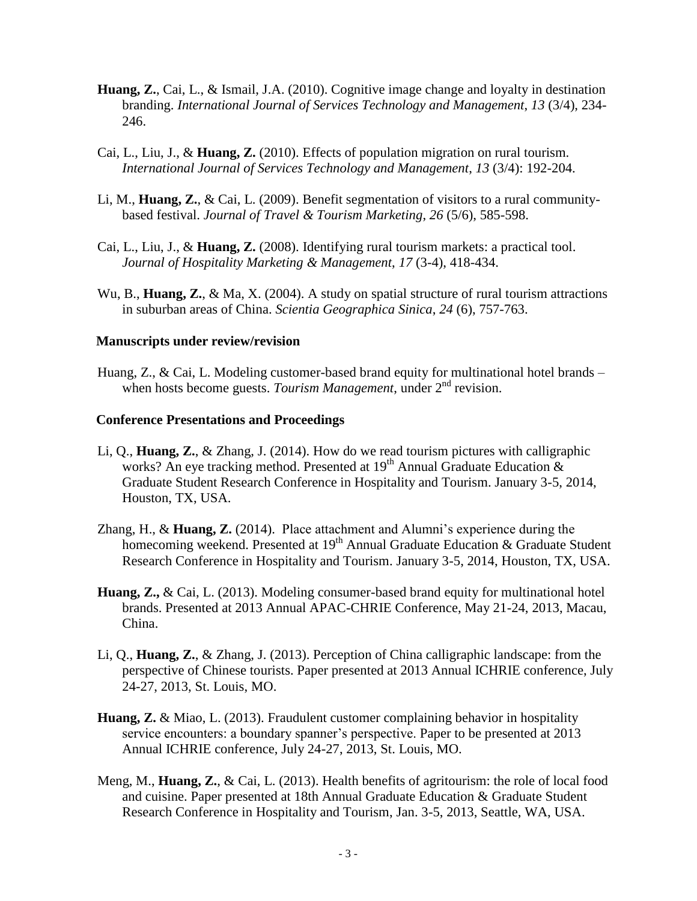**Huang, Z.**, Cai, L., & Ismail, J.A. (2010). Cognitive image change and loyalty in destination branding. *International Journal of Services Technology and Management*, *13* (3/4), 234-246.

Cai, L., Liu, J., & **Huang, Z.** (2010). Effects of population migration on rural tourism. *International Journal of Services Technology and Management*, *13* (3/4): 192-204.

Li, M., **Huang, Z.**, & Cai, L. (2009). Benefit segmentation of visitors to a rural community-based festival. *Journal of Travel & Tourism Marketing*, *26* (5/6), 585-598.

Cai, L., Liu, J., & **Huang, Z.** (2008). Identifying rural tourism markets: a practical tool. *Journal of Hospitality Marketing & Management*, *17* (3-4), 418-434.

Wu, B., **Huang, Z.**, & Ma, X. (2004). A study on spatial structure of rural tourism attractions in suburban areas of China. *Scientia Geographica Sinica*, *24* (6), 757-763.

### Manuscripts under review/revision

Huang, Z., & Cai, L. Modeling customer-based brand equity for multinational hotel brands – when hosts become guests. *Tourism Management*, under 2nd revision.

### Conference Presentations and Proceedings

Li, Q., **Huang, Z.**, & Zhang, J. (2014). How do we read tourism pictures with calligraphic works? An eye tracking method. Presented at 19th Annual Graduate Education & Graduate Student Research Conference in Hospitality and Tourism. January 3-5, 2014, Houston, TX, USA.

Zhang, H., & **Huang, Z.** (2014). Place attachment and Alumni's experience during the homecoming weekend. Presented at 19th Annual Graduate Education & Graduate Student Research Conference in Hospitality and Tourism. January 3-5, 2014, Houston, TX, USA.

**Huang, Z.,** & Cai, L. (2013). Modeling consumer-based brand equity for multinational hotel brands. Presented at 2013 Annual APAC-CHRIE Conference, May 21-24, 2013, Macau, China.

Li, Q., **Huang, Z.**, & Zhang, J. (2013). Perception of China calligraphic landscape: from the perspective of Chinese tourists. Paper presented at 2013 Annual ICHRIE conference, July 24-27, 2013, St. Louis, MO.

**Huang, Z.** & Miao, L. (2013). Fraudulent customer complaining behavior in hospitality service encounters: a boundary spanner's perspective. Paper to be presented at 2013 Annual ICHRIE conference, July 24-27, 2013, St. Louis, MO.

Meng, M., **Huang, Z.**, & Cai, L. (2013). Health benefits of agritourism: the role of local food and cuisine. Paper presented at 18th Annual Graduate Education & Graduate Student Research Conference in Hospitality and Tourism, Jan. 3-5, 2013, Seattle, WA, USA.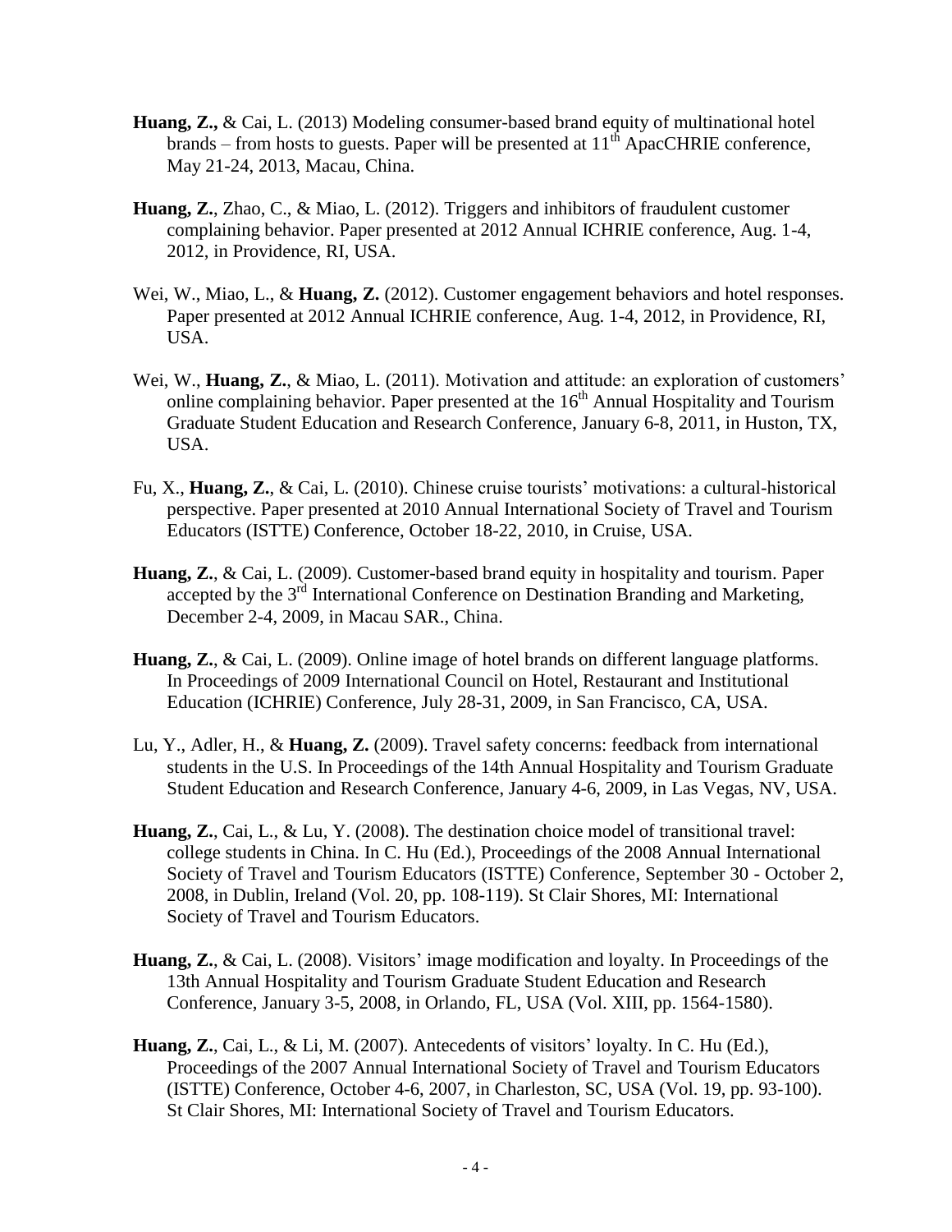**Huang, Z.,** & Cai, L. (2013) Modeling consumer-based brand equity of multinational hotel brands – from hosts to guests. Paper will be presented at 11th ApacCHRIE conference, May 21-24, 2013, Macau, China.

**Huang, Z.**, Zhao, C., & Miao, L. (2012). Triggers and inhibitors of fraudulent customer complaining behavior. Paper presented at 2012 Annual ICHRIE conference, Aug. 1-4, 2012, in Providence, RI, USA.

Wei, W., Miao, L., & **Huang, Z.** (2012). Customer engagement behaviors and hotel responses. Paper presented at 2012 Annual ICHRIE conference, Aug. 1-4, 2012, in Providence, RI, USA.

Wei, W., **Huang, Z.**, & Miao, L. (2011). Motivation and attitude: an exploration of customers' online complaining behavior. Paper presented at the 16th Annual Hospitality and Tourism Graduate Student Education and Research Conference, January 6-8, 2011, in Huston, TX, USA.

Fu, X., **Huang, Z.**, & Cai, L. (2010). Chinese cruise tourists' motivations: a cultural-historical perspective. Paper presented at 2010 Annual International Society of Travel and Tourism Educators (ISTTE) Conference, October 18-22, 2010, in Cruise, USA.

**Huang, Z.**, & Cai, L. (2009). Customer-based brand equity in hospitality and tourism. Paper accepted by the 3rd International Conference on Destination Branding and Marketing, December 2-4, 2009, in Macau SAR., China.

**Huang, Z.**, & Cai, L. (2009). Online image of hotel brands on different language platforms. In Proceedings of 2009 International Council on Hotel, Restaurant and Institutional Education (ICHRIE) Conference, July 28-31, 2009, in San Francisco, CA, USA.

Lu, Y., Adler, H., & **Huang, Z.** (2009). Travel safety concerns: feedback from international students in the U.S. In Proceedings of the 14th Annual Hospitality and Tourism Graduate Student Education and Research Conference, January 4-6, 2009, in Las Vegas, NV, USA.

**Huang, Z.**, Cai, L., & Lu, Y. (2008). The destination choice model of transitional travel: college students in China. In C. Hu (Ed.), Proceedings of the 2008 Annual International Society of Travel and Tourism Educators (ISTTE) Conference, September 30 - October 2, 2008, in Dublin, Ireland (Vol. 20, pp. 108-119). St Clair Shores, MI: International Society of Travel and Tourism Educators.

**Huang, Z.**, & Cai, L. (2008). Visitors' image modification and loyalty. In Proceedings of the 13th Annual Hospitality and Tourism Graduate Student Education and Research Conference, January 3-5, 2008, in Orlando, FL, USA (Vol. XIII, pp. 1564-1580).

**Huang, Z.**, Cai, L., & Li, M. (2007). Antecedents of visitors' loyalty. In C. Hu (Ed.), Proceedings of the 2007 Annual International Society of Travel and Tourism Educators (ISTTE) Conference, October 4-6, 2007, in Charleston, SC, USA (Vol. 19, pp. 93-100). St Clair Shores, MI: International Society of Travel and Tourism Educators.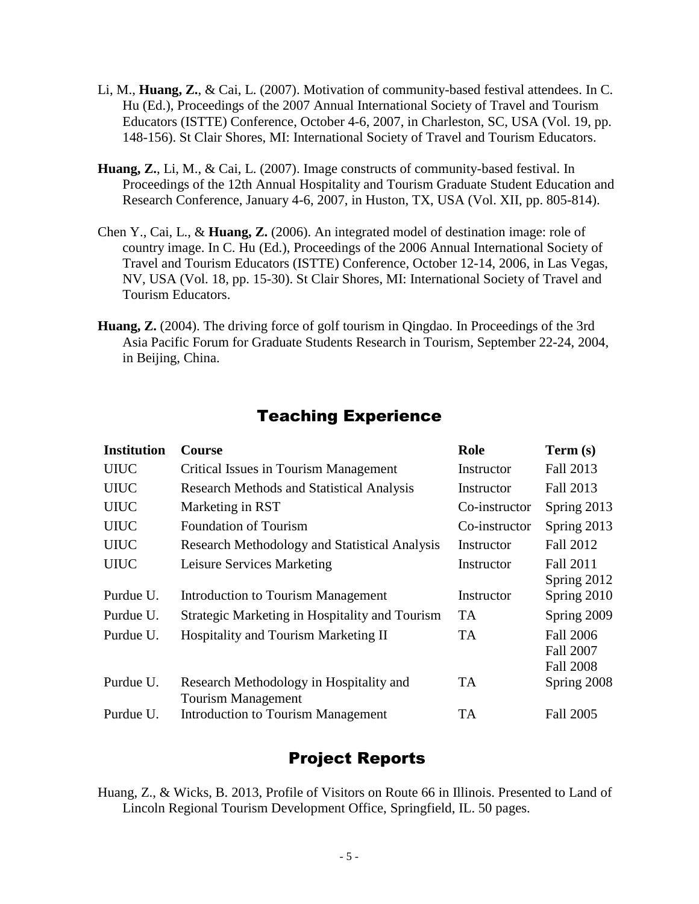Li, M., **Huang, Z.**, & Cai, L. (2007). Motivation of community-based festival attendees. In C. Hu (Ed.), Proceedings of the 2007 Annual International Society of Travel and Tourism Educators (ISTTE) Conference, October 4-6, 2007, in Charleston, SC, USA (Vol. 19, pp. 148-156). St Clair Shores, MI: International Society of Travel and Tourism Educators.

**Huang, Z.**, Li, M., & Cai, L. (2007). Image constructs of community-based festival. In Proceedings of the 12th Annual Hospitality and Tourism Graduate Student Education and Research Conference, January 4-6, 2007, in Huston, TX, USA (Vol. XII, pp. 805-814).

Chen Y., Cai, L., & **Huang, Z.** (2006). An integrated model of destination image: role of country image. In C. Hu (Ed.), Proceedings of the 2006 Annual International Society of Travel and Tourism Educators (ISTTE) Conference, October 12-14, 2006, in Las Vegas, NV, USA (Vol. 18, pp. 15-30). St Clair Shores, MI: International Society of Travel and Tourism Educators.

**Huang, Z.** (2004). The driving force of golf tourism in Qingdao. In Proceedings of the 3rd Asia Pacific Forum for Graduate Students Research in Tourism, September 22-24, 2004, in Beijing, China.

## Teaching Experience

| **Institution** | **Course** | **Role** | **Term (s)** |
|---|---|---|---|
| UIUC | Critical Issues in Tourism Management | Instructor | Fall 2013 |
| UIUC | Research Methods and Statistical Analysis | Instructor | Fall 2013 |
| UIUC | Marketing in RST | Co-instructor | Spring 2013 |
| UIUC | Foundation of Tourism | Co-instructor | Spring 2013 |
| UIUC | Research Methodology and Statistical Analysis | Instructor | Fall 2012 |
| UIUC | Leisure Services Marketing | Instructor | Fall 2011<br>Spring 2012 |
| Purdue U. | Introduction to Tourism Management | Instructor | Spring 2010 |
| Purdue U. | Strategic Marketing in Hospitality and Tourism | TA | Spring 2009 |
| Purdue U. | Hospitality and Tourism Marketing II | TA | Fall 2006<br>Fall 2007<br>Fall 2008 |
| Purdue U. | Research Methodology in Hospitality and Tourism Management | TA | Spring 2008 |
| Purdue U. | Introduction to Tourism Management | TA | Fall 2005 |

## Project Reports

Huang, Z., & Wicks, B. 2013, Profile of Visitors on Route 66 in Illinois. Presented to Land of Lincoln Regional Tourism Development Office, Springfield, IL. 50 pages.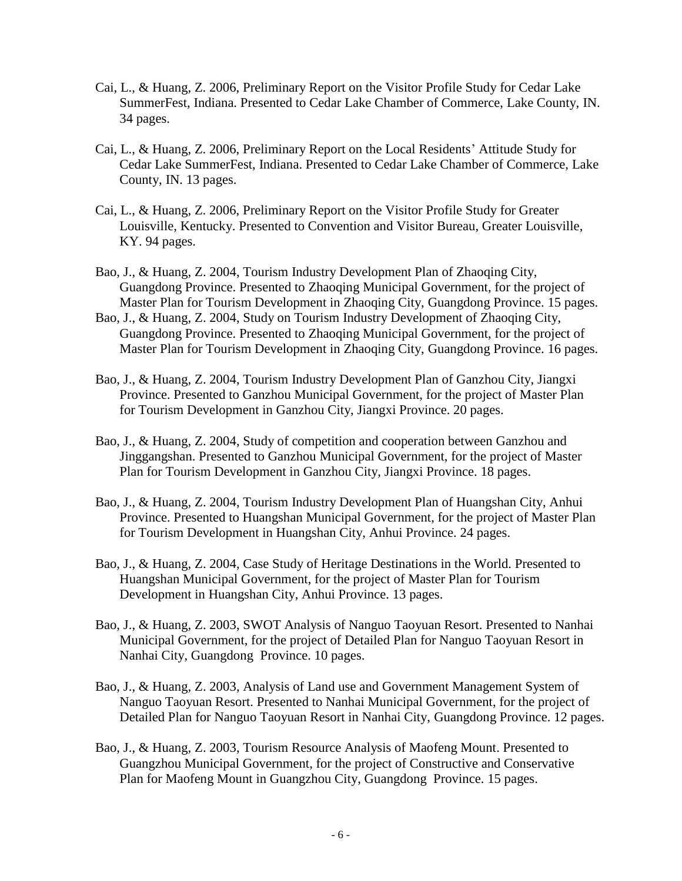Cai, L., & Huang, Z. 2006, Preliminary Report on the Visitor Profile Study for Cedar Lake SummerFest, Indiana. Presented to Cedar Lake Chamber of Commerce, Lake County, IN. 34 pages.

Cai, L., & Huang, Z. 2006, Preliminary Report on the Local Residents' Attitude Study for Cedar Lake SummerFest, Indiana. Presented to Cedar Lake Chamber of Commerce, Lake County, IN. 13 pages.

Cai, L., & Huang, Z. 2006, Preliminary Report on the Visitor Profile Study for Greater Louisville, Kentucky. Presented to Convention and Visitor Bureau, Greater Louisville, KY. 94 pages.

Bao, J., & Huang, Z. 2004, Tourism Industry Development Plan of Zhaoqing City, Guangdong Province. Presented to Zhaoqing Municipal Government, for the project of Master Plan for Tourism Development in Zhaoqing City, Guangdong Province. 15 pages.

Bao, J., & Huang, Z. 2004, Study on Tourism Industry Development of Zhaoqing City, Guangdong Province. Presented to Zhaoqing Municipal Government, for the project of Master Plan for Tourism Development in Zhaoqing City, Guangdong Province. 16 pages.

Bao, J., & Huang, Z. 2004, Tourism Industry Development Plan of Ganzhou City, Jiangxi Province. Presented to Ganzhou Municipal Government, for the project of Master Plan for Tourism Development in Ganzhou City, Jiangxi Province. 20 pages.

Bao, J., & Huang, Z. 2004, Study of competition and cooperation between Ganzhou and Jinggangshan. Presented to Ganzhou Municipal Government, for the project of Master Plan for Tourism Development in Ganzhou City, Jiangxi Province. 18 pages.

Bao, J., & Huang, Z. 2004, Tourism Industry Development Plan of Huangshan City, Anhui Province. Presented to Huangshan Municipal Government, for the project of Master Plan for Tourism Development in Huangshan City, Anhui Province. 24 pages.

Bao, J., & Huang, Z. 2004, Case Study of Heritage Destinations in the World. Presented to Huangshan Municipal Government, for the project of Master Plan for Tourism Development in Huangshan City, Anhui Province. 13 pages.

Bao, J., & Huang, Z. 2003, SWOT Analysis of Nanguo Taoyuan Resort. Presented to Nanhai Municipal Government, for the project of Detailed Plan for Nanguo Taoyuan Resort in Nanhai City, Guangdong Province. 10 pages.

Bao, J., & Huang, Z. 2003, Analysis of Land use and Government Management System of Nanguo Taoyuan Resort. Presented to Nanhai Municipal Government, for the project of Detailed Plan for Nanguo Taoyuan Resort in Nanhai City, Guangdong Province. 12 pages.

Bao, J., & Huang, Z. 2003, Tourism Resource Analysis of Maofeng Mount. Presented to Guangzhou Municipal Government, for the project of Constructive and Conservative Plan for Maofeng Mount in Guangzhou City, Guangdong Province. 15 pages.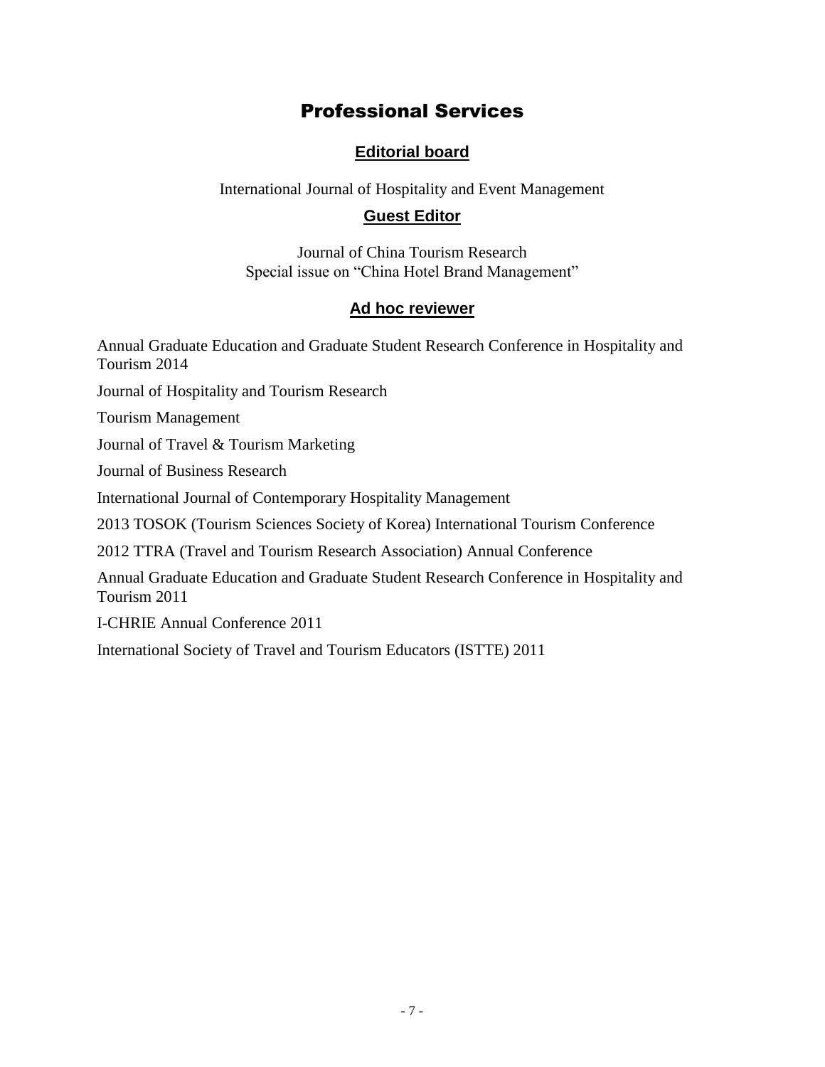# Professional Services

## Editorial board

International Journal of Hospitality and Event Management

## Guest Editor

Journal of China Tourism Research
Special issue on "China Hotel Brand Management"

## Ad hoc reviewer

Annual Graduate Education and Graduate Student Research Conference in Hospitality and Tourism 2014

Journal of Hospitality and Tourism Research

Tourism Management

Journal of Travel & Tourism Marketing

Journal of Business Research

International Journal of Contemporary Hospitality Management

2013 TOSOK (Tourism Sciences Society of Korea) International Tourism Conference

2012 TTRA (Travel and Tourism Research Association) Annual Conference

Annual Graduate Education and Graduate Student Research Conference in Hospitality and Tourism 2011

I-CHRIE Annual Conference 2011

International Society of Travel and Tourism Educators (ISTTE) 2011